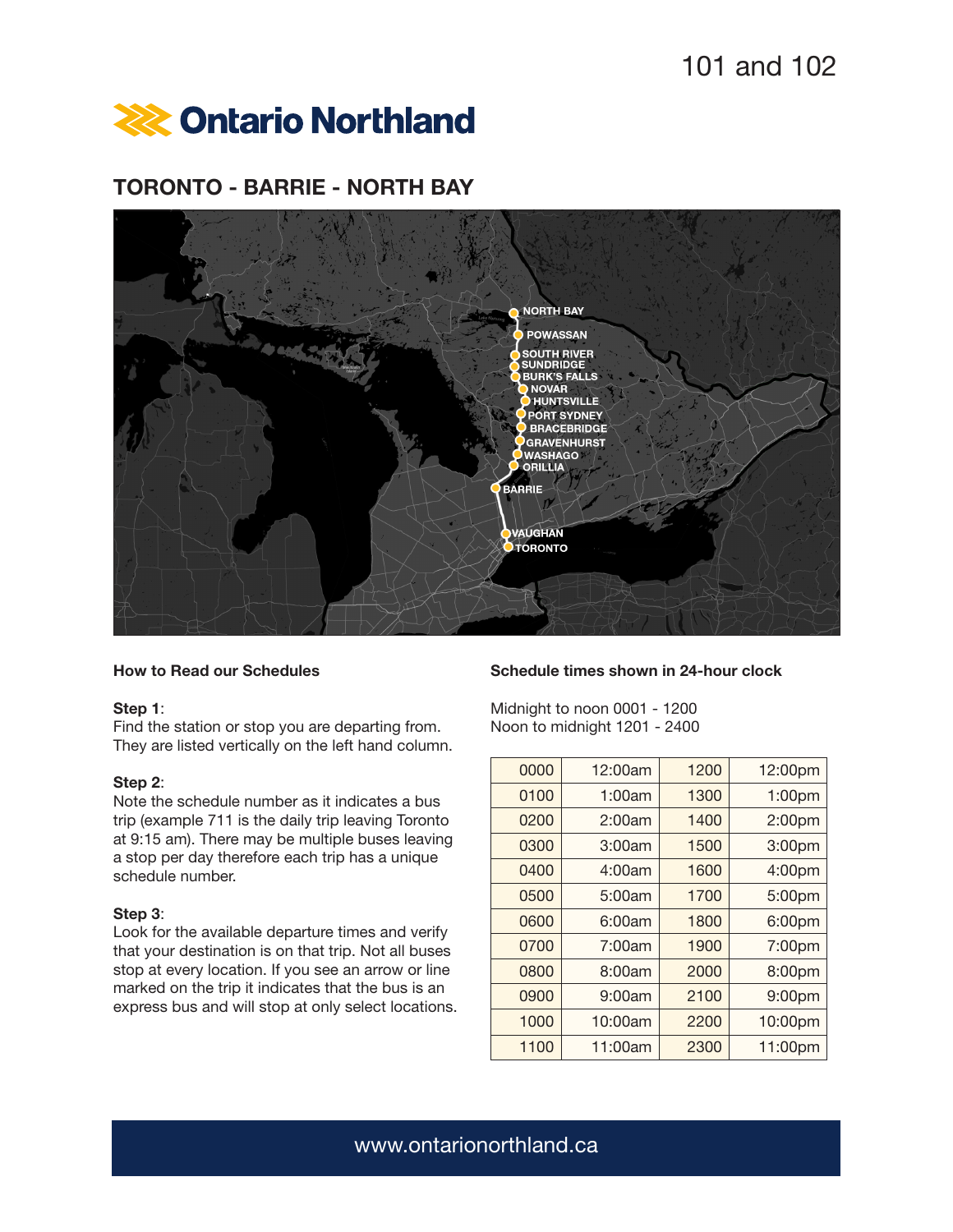101 and 102

# Ontario Northland

## TORONTO - BARRIE - NORTH BAY

NORTH BAY
POWASSAN
SOUTH RIVER
SUNDRIDGE
BURK'S FALLS
NOVAR
HUNTSVILLE
PORT SYDNEY
BRACEBRIDGE
GRAVENHURST
WASHAGO
ORILLIA
BARRIE
VAUGHAN
TORONTO

### How to Read our Schedules

**Step 1**:
Find the station or stop you are departing from. They are listed vertically on the left hand column.

**Step 2**:
Note the schedule number as it indicates a bus trip (example 711 is the daily trip leaving Toronto at 9:15 am). There may be multiple buses leaving a stop per day therefore each trip has a unique schedule number.

**Step 3**:
Look for the available departure times and verify that your destination is on that trip. Not all buses stop at every location. If you see an arrow or line marked on the trip it indicates that the bus is an express bus and will stop at only select locations.

### Schedule times shown in 24-hour clock

Midnight to noon 0001 - 1200
Noon to midnight 1201 - 2400

| 0000 | 12:00am | 1200 | 12:00pm |
|---|---|---|---|
| 0100 | 1:00am | 1300 | 1:00pm |
| 0200 | 2:00am | 1400 | 2:00pm |
| 0300 | 3:00am | 1500 | 3:00pm |
| 0400 | 4:00am | 1600 | 4:00pm |
| 0500 | 5:00am | 1700 | 5:00pm |
| 0600 | 6:00am | 1800 | 6:00pm |
| 0700 | 7:00am | 1900 | 7:00pm |
| 0800 | 8:00am | 2000 | 8:00pm |
| 0900 | 9:00am | 2100 | 9:00pm |
| 1000 | 10:00am | 2200 | 10:00pm |
| 1100 | 11:00am | 2300 | 11:00pm |

www.ontarionorthland.ca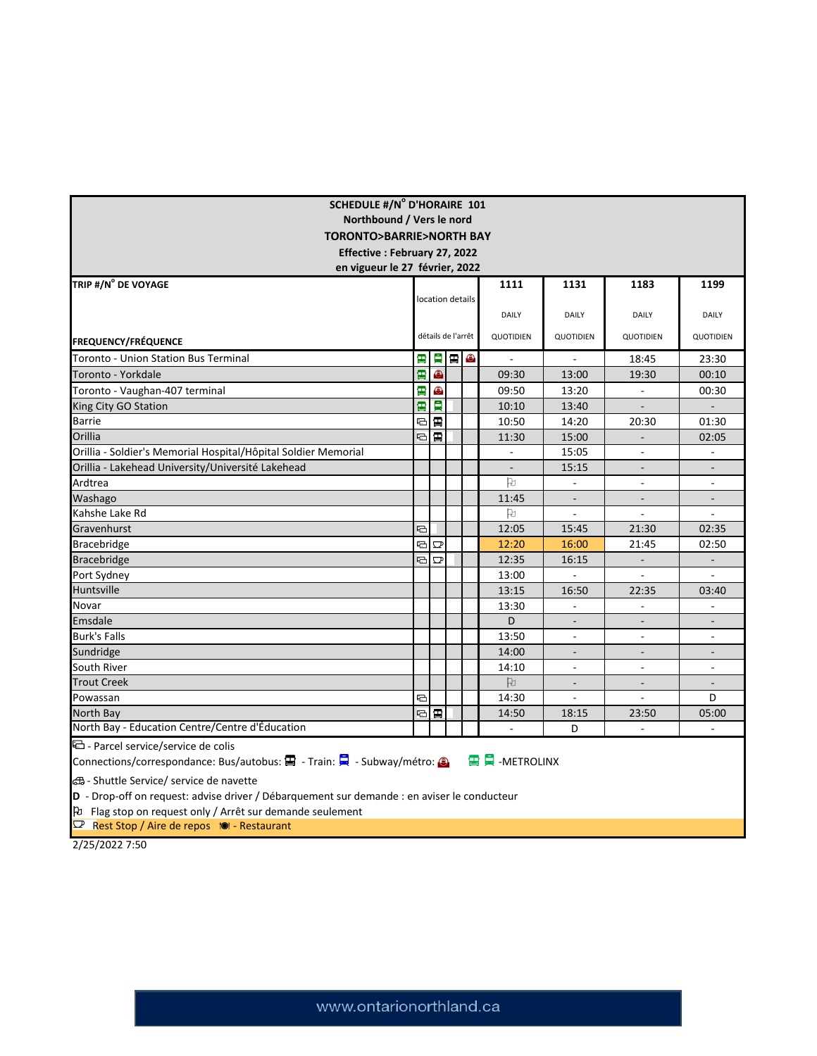**SCHEDULE #/N° D'HORAIRE 101**
**Northbound / Vers le nord**
**TORONTO>BARRIE>NORTH BAY**
**Effective : February 27, 2022**
**en vigueur le 27 février, 2022**

| TRIP #/N° DE VOYAGE / FREQUENCY/FRÉQUENCE | location details / détails de l'arrêt | 1111 DAILY QUOTIDIEN | 1131 DAILY QUOTIDIEN | 1183 DAILY QUOTIDIEN | 1199 DAILY QUOTIDIEN |
|---|---|---|---|---|---|
| Toronto - Union Station Bus Terminal | Metrolinx bus, Metrolinx train, Bus, Subway | - | - | 18:45 | 23:30 |
| Toronto - Yorkdale | Metrolinx bus, Subway | 09:30 | 13:00 | 19:30 | 00:10 |
| Toronto - Vaughan-407 terminal | Metrolinx bus, Subway | 09:50 | 13:20 | - | 00:30 |
| King City GO Station | Metrolinx bus, Metrolinx train | 10:10 | 13:40 | - | - |
| Barrie | Parcel, Bus | 10:50 | 14:20 | 20:30 | 01:30 |
| Orillia | Parcel, Bus | 11:30 | 15:00 | - | 02:05 |
| Orillia - Soldier's Memorial Hospital/Hôpital Soldier Memorial | | - | 15:05 | - | - |
| Orillia - Lakehead University/Université Lakehead | | - | 15:15 | - | - |
| Ardtrea | | Flag stop | - | - | - |
| Washago | | 11:45 | - | - | - |
| Kahshe Lake Rd | | Flag stop | - | - | - |
| Gravenhurst | Parcel | 12:05 | 15:45 | 21:30 | 02:35 |
| Bracebridge | Parcel, Rest Stop | 12:20 | 16:00 | 21:45 | 02:50 |
| Bracebridge | Parcel, Rest Stop | 12:35 | 16:15 | - | - |
| Port Sydney | | 13:00 | - | - | - |
| Huntsville | | 13:15 | 16:50 | 22:35 | 03:40 |
| Novar | | 13:30 | - | - | - |
| Emsdale | | D | - | - | - |
| Burk's Falls | | 13:50 | - | - | - |
| Sundridge | | 14:00 | - | - | - |
| South River | | 14:10 | - | - | - |
| Trout Creek | | Flag stop | - | - | - |
| Powassan | Parcel | 14:30 | - | - | D |
| North Bay | Parcel, Bus | 14:50 | 18:15 | 23:50 | 05:00 |
| North Bay - Education Centre/Centre d'Éducation | | - | D | - | - |

- Parcel service/service de colis
- Connections/correspondance: Bus/autobus: - Train: - Subway/métro: — -METROLINX
- Shuttle Service/ service de navette
- **D** - Drop-off on request: advise driver / Débarquement sur demande : en aviser le conducteur
- Flag stop on request only / Arrêt sur demande seulement
- Rest Stop / Aire de repos — Restaurant

2/25/2022 7:50

www.ontarionorthland.ca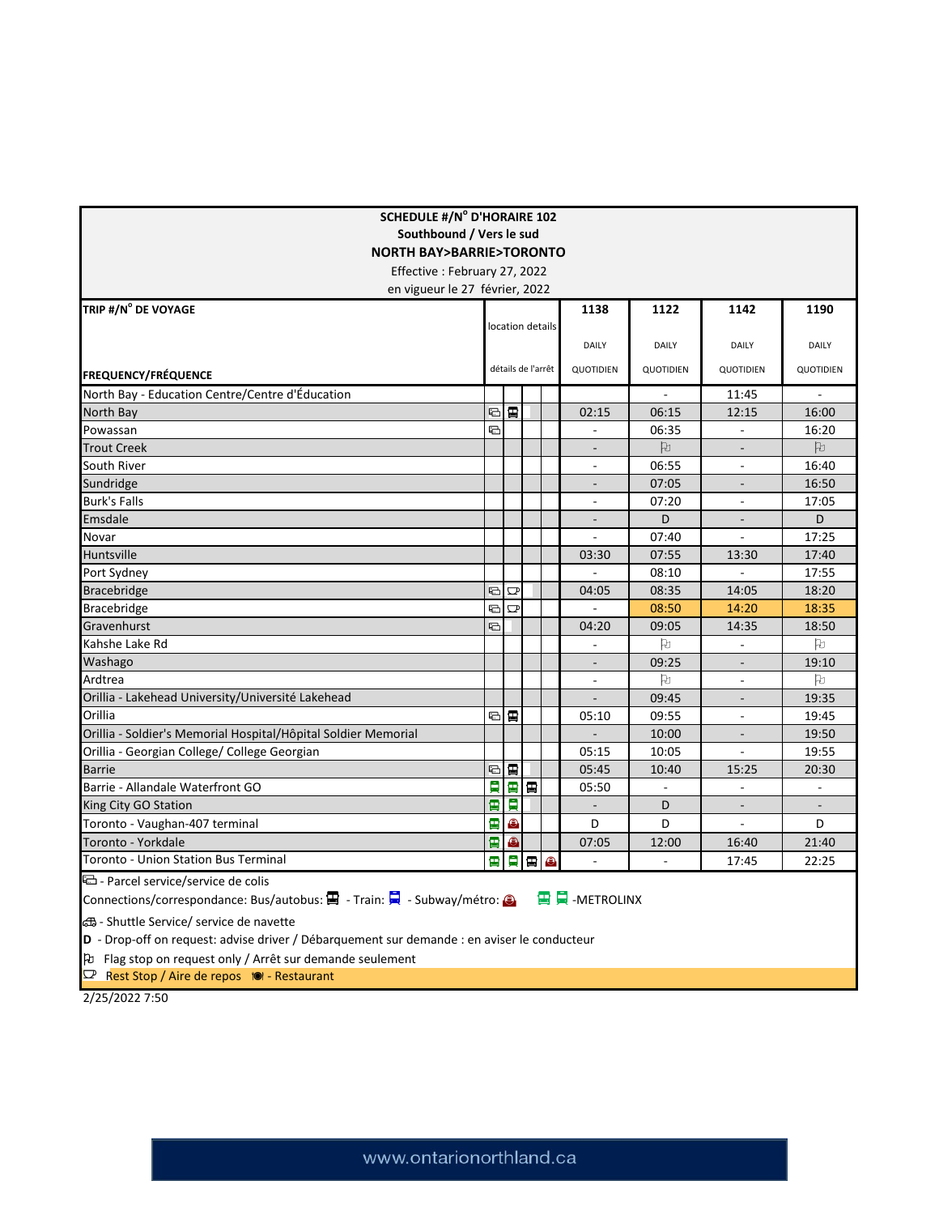**SCHEDULE #/N° D'HORAIRE 102**
**Southbound / Vers le sud**
**NORTH BAY>BARRIE>TORONTO**
Effective : February 27, 2022
en vigueur le 27 février, 2022

| TRIP #/N° DE VOYAGE / FREQUENCY/FRÉQUENCE | location details / détails de l'arrêt | 1138 DAILY QUOTIDIEN | 1122 DAILY QUOTIDIEN | 1142 DAILY QUOTIDIEN | 1190 DAILY QUOTIDIEN |
|---|---|---|---|---|---|
| North Bay - Education Centre/Centre d'Éducation | | | - | 11:45 | - |
| North Bay | Parcel, Bus | 02:15 | 06:15 | 12:15 | 16:00 |
| Powassan | Parcel | - | 06:35 | - | 16:20 |
| Trout Creek | | - | Flag | - | Flag |
| South River | | - | 06:55 | - | 16:40 |
| Sundridge | | - | 07:05 | - | 16:50 |
| Burk's Falls | | - | 07:20 | - | 17:05 |
| Emsdale | | - | D | - | D |
| Novar | | - | 07:40 | - | 17:25 |
| Huntsville | | 03:30 | 07:55 | 13:30 | 17:40 |
| Port Sydney | | - | 08:10 | - | 17:55 |
| Bracebridge | Parcel, Rest Stop | 04:05 | 08:35 | 14:05 | 18:20 |
| Bracebridge | Parcel, Rest Stop | - | 08:50 | 14:20 | 18:35 |
| Gravenhurst | Parcel | 04:20 | 09:05 | 14:35 | 18:50 |
| Kahshe Lake Rd | | - | Flag | - | Flag |
| Washago | | - | 09:25 | - | 19:10 |
| Ardtrea | | - | Flag | - | Flag |
| Orillia - Lakehead University/Université Lakehead | | - | 09:45 | - | 19:35 |
| Orillia | Parcel, Bus | 05:10 | 09:55 | - | 19:45 |
| Orillia - Soldier's Memorial Hospital/Hôpital Soldier Memorial | | - | 10:00 | - | 19:50 |
| Orillia - Georgian College/ College Georgian | | 05:15 | 10:05 | - | 19:55 |
| Barrie | Parcel, Bus | 05:45 | 10:40 | 15:25 | 20:30 |
| Barrie - Allandale Waterfront GO | Metrolinx, Metrolinx, Bus | 05:50 | - | - | - |
| King City GO Station | Metrolinx, Metrolinx | - | D | - | - |
| Toronto - Vaughan-407 terminal | Metrolinx, Subway | D | D | - | D |
| Toronto - Yorkdale | Metrolinx, Subway | 07:05 | 12:00 | 16:40 | 21:40 |
| Toronto - Union Station Bus Terminal | Metrolinx, Metrolinx, Bus, Subway | - | - | 17:45 | 22:25 |

- Parcel service/service de colis

Connections/correspondance: Bus/autobus: - Train: - Subway/métro: -METROLINX

- Shuttle Service/ service de navette

**D** - Drop-off on request: advise driver / Débarquement sur demande : en aviser le conducteur

Flag stop on request only / Arrêt sur demande seulement

Rest Stop / Aire de repos - Restaurant

2/25/2022 7:50

www.ontarionorthland.ca